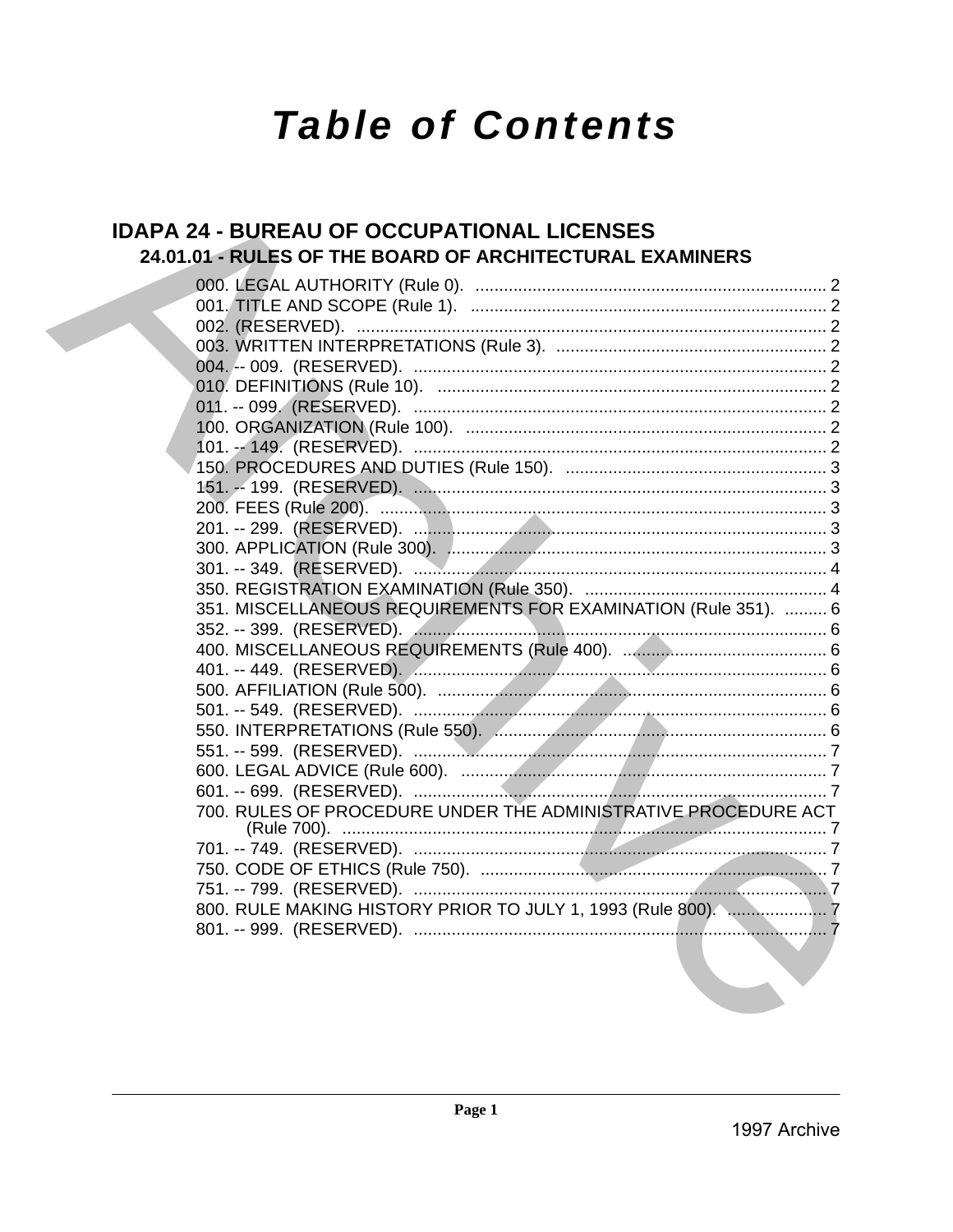# Table of Contents

## IDAPA 24 - BUREAU OF OCCUPATIONAL LICENSES

### 24.01.01 - RULES OF THE BOARD OF ARCHITECTURAL EXAMINERS

000. LEGAL AUTHORITY (Rule 0). .......................................................................... 2
001. TITLE AND SCOPE (Rule 1). .......................................................................... 2
002. (RESERVED). .................................................................................................. 2
003. WRITTEN INTERPRETATIONS (Rule 3). ........................................................ 2
004. -- 009. (RESERVED). ....................................................................................... 2
010. DEFINITIONS (Rule 10). .................................................................................. 2
011. -- 099. (RESERVED). ....................................................................................... 2
100. ORGANIZATION (Rule 100). ............................................................................ 2
101. -- 149. (RESERVED). ....................................................................................... 2
150. PROCEDURES AND DUTIES (Rule 150). ....................................................... 3
151. -- 199. (RESERVED). ....................................................................................... 3
200. FEES (Rule 200). .............................................................................................. 3
201. -- 299. (RESERVED). ....................................................................................... 3
300. APPLICATION (Rule 300). ................................................................................ 3
301. -- 349. (RESERVED). ....................................................................................... 4
350. REGISTRATION EXAMINATION (Rule 350). ................................................... 4
351. MISCELLANEOUS REQUIREMENTS FOR EXAMINATION (Rule 351). ......... 6
352. -- 399. (RESERVED). ....................................................................................... 6
400. MISCELLANEOUS REQUIREMENTS (Rule 400). ........................................... 6
401. -- 449. (RESERVED). ....................................................................................... 6
500. AFFILIATION (Rule 500). .................................................................................. 6
501. -- 549. (RESERVED). ....................................................................................... 6
550. INTERPRETATIONS (Rule 550). ...................................................................... 6
551. -- 599. (RESERVED). ....................................................................................... 7
600. LEGAL ADVICE (Rule 600). ............................................................................. 7
601. -- 699. (RESERVED). ....................................................................................... 7
700. RULES OF PROCEDURE UNDER THE ADMINISTRATIVE PROCEDURE ACT (Rule 700). ....................................................................................................... 7
701. -- 749. (RESERVED). ....................................................................................... 7
750. CODE OF ETHICS (Rule 750). .......................................................................... 7
751. -- 799. (RESERVED). ....................................................................................... 7
800. RULE MAKING HISTORY PRIOR TO JULY 1, 1993 (Rule 800). ..................... 7
801. -- 999. (RESERVED). ....................................................................................... 7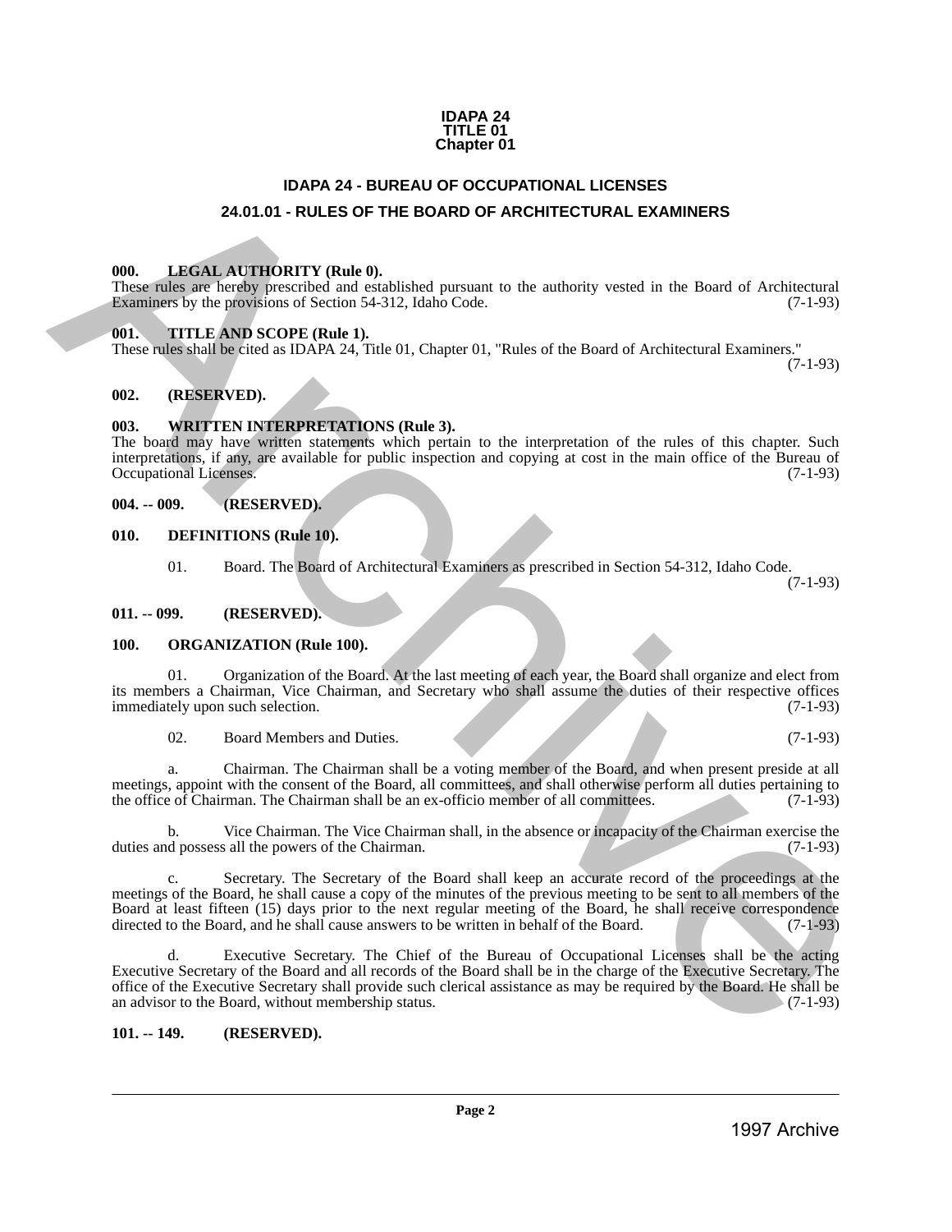**IDAPA 24**
**TITLE 01**
**Chapter 01**

# IDAPA 24 - BUREAU OF OCCUPATIONAL LICENSES

## 24.01.01 - RULES OF THE BOARD OF ARCHITECTURAL EXAMINERS

### 000. LEGAL AUTHORITY (Rule 0).

These rules are hereby prescribed and established pursuant to the authority vested in the Board of Architectural Examiners by the provisions of Section 54-312, Idaho Code. (7-1-93)

### 001. TITLE AND SCOPE (Rule 1).

These rules shall be cited as IDAPA 24, Title 01, Chapter 01, "Rules of the Board of Architectural Examiners." (7-1-93)

### 002. (RESERVED).

### 003. WRITTEN INTERPRETATIONS (Rule 3).

The board may have written statements which pertain to the interpretation of the rules of this chapter. Such interpretations, if any, are available for public inspection and copying at cost in the main office of the Bureau of Occupational Licenses. (7-1-93)

### 004. -- 009. (RESERVED).

### 010. DEFINITIONS (Rule 10).

01. Board. The Board of Architectural Examiners as prescribed in Section 54-312, Idaho Code. (7-1-93)

### 011. -- 099. (RESERVED).

### 100. ORGANIZATION (Rule 100).

01. Organization of the Board. At the last meeting of each year, the Board shall organize and elect from its members a Chairman, Vice Chairman, and Secretary who shall assume the duties of their respective offices immediately upon such selection. (7-1-93)

02. Board Members and Duties. (7-1-93)

a. Chairman. The Chairman shall be a voting member of the Board, and when present preside at all meetings, appoint with the consent of the Board, all committees, and shall otherwise perform all duties pertaining to the office of Chairman. The Chairman shall be an ex-officio member of all committees. (7-1-93)

b. Vice Chairman. The Vice Chairman shall, in the absence or incapacity of the Chairman exercise the duties and possess all the powers of the Chairman. (7-1-93)

c. Secretary. The Secretary of the Board shall keep an accurate record of the proceedings at the meetings of the Board, he shall cause a copy of the minutes of the previous meeting to be sent to all members of the Board at least fifteen (15) days prior to the next regular meeting of the Board, he shall receive correspondence directed to the Board, and he shall cause answers to be written in behalf of the Board. (7-1-93)

d. Executive Secretary. The Chief of the Bureau of Occupational Licenses shall be the acting Executive Secretary of the Board and all records of the Board shall be in the charge of the Executive Secretary. The office of the Executive Secretary shall provide such clerical assistance as may be required by the Board. He shall be an advisor to the Board, without membership status. (7-1-93)

### 101. -- 149. (RESERVED).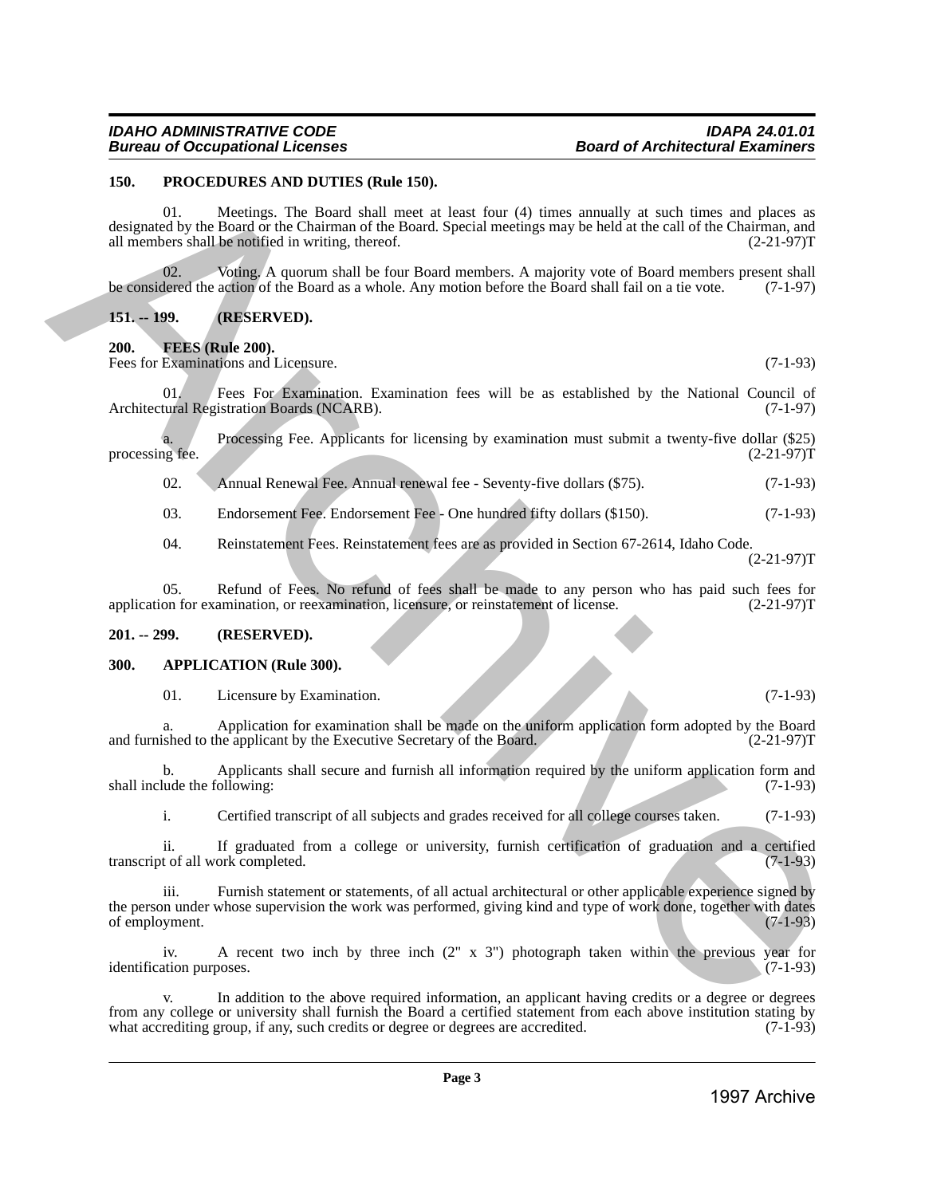### 150. PROCEDURES AND DUTIES (Rule 150).

01. Meetings. The Board shall meet at least four (4) times annually at such times and places as designated by the Board or the Chairman of the Board. Special meetings may be held at the call of the Chairman, and all members shall be notified in writing, thereof. (2-21-97)T

02. Voting. A quorum shall be four Board members. A majority vote of Board members present shall be considered the action of the Board as a whole. Any motion before the Board shall fail on a tie vote. (7-1-97)

### 151. -- 199. (RESERVED).

### 200. FEES (Rule 200).

Fees for Examinations and Licensure. (7-1-93)

01. Fees For Examination. Examination fees will be as established by the National Council of Architectural Registration Boards (NCARB). (7-1-97)

a. Processing Fee. Applicants for licensing by examination must submit a twenty-five dollar ($25) processing fee. (2-21-97)T

02. Annual Renewal Fee. Annual renewal fee - Seventy-five dollars ($75). (7-1-93)

03. Endorsement Fee. Endorsement Fee - One hundred fifty dollars ($150). (7-1-93)

04. Reinstatement Fees. Reinstatement fees are as provided in Section 67-2614, Idaho Code. (2-21-97)T

05. Refund of Fees. No refund of fees shall be made to any person who has paid such fees for application for examination, or reexamination, licensure, or reinstatement of license. (2-21-97)T

### 201. -- 299. (RESERVED).

### 300. APPLICATION (Rule 300).

01. Licensure by Examination. (7-1-93)

a. Application for examination shall be made on the uniform application form adopted by the Board and furnished to the applicant by the Executive Secretary of the Board. (2-21-97)T

b. Applicants shall secure and furnish all information required by the uniform application form and shall include the following: (7-1-93)

i. Certified transcript of all subjects and grades received for all college courses taken. (7-1-93)

ii. If graduated from a college or university, furnish certification of graduation and a certified transcript of all work completed. (7-1-93)

iii. Furnish statement or statements, of all actual architectural or other applicable experience signed by the person under whose supervision the work was performed, giving kind and type of work done, together with dates of employment. (7-1-93)

iv. A recent two inch by three inch (2" x 3") photograph taken within the previous year for identification purposes. (7-1-93)

v. In addition to the above required information, an applicant having credits or a degree or degrees from any college or university shall furnish the Board a certified statement from each above institution stating by what accrediting group, if any, such credits or degree or degrees are accredited. (7-1-93)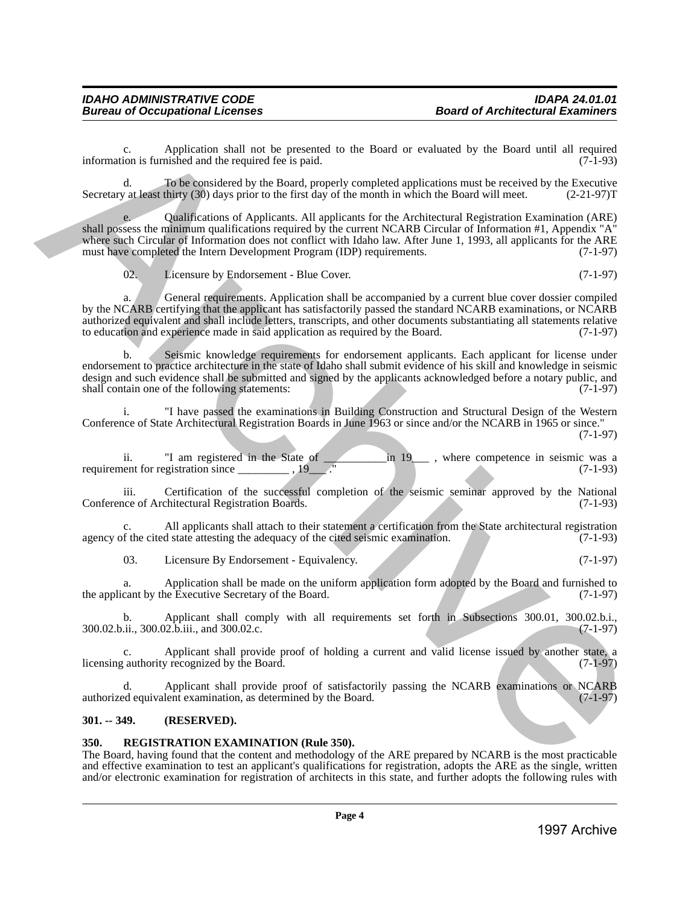c. Application shall not be presented to the Board or evaluated by the Board until all required information is furnished and the required fee is paid. (7-1-93)

d. To be considered by the Board, properly completed applications must be received by the Executive Secretary at least thirty (30) days prior to the first day of the month in which the Board will meet. (2-21-97)T

e. Qualifications of Applicants. All applicants for the Architectural Registration Examination (ARE) shall possess the minimum qualifications required by the current NCARB Circular of Information #1, Appendix "A" where such Circular of Information does not conflict with Idaho law. After June 1, 1993, all applicants for the ARE must have completed the Intern Development Program (IDP) requirements. (7-1-97)

02. Licensure by Endorsement - Blue Cover. (7-1-97)

a. General requirements. Application shall be accompanied by a current blue cover dossier compiled by the NCARB certifying that the applicant has satisfactorily passed the standard NCARB examinations, or NCARB authorized equivalent and shall include letters, transcripts, and other documents substantiating all statements relative to education and experience made in said application as required by the Board. (7-1-97)

b. Seismic knowledge requirements for endorsement applicants. Each applicant for license under endorsement to practice architecture in the state of Idaho shall submit evidence of his skill and knowledge in seismic design and such evidence shall be submitted and signed by the applicants acknowledged before a notary public, and shall contain one of the following statements: (7-1-97)

i. "I have passed the examinations in Building Construction and Structural Design of the Western Conference of State Architectural Registration Boards in June 1963 or since and/or the NCARB in 1965 or since." (7-1-97)

ii. "I am registered in the State of __________in 19___ , where competence in seismic was a requirement for registration since _________ , 19___ ." (7-1-93)

iii. Certification of the successful completion of the seismic seminar approved by the National Conference of Architectural Registration Boards. (7-1-93)

c. All applicants shall attach to their statement a certification from the State architectural registration agency of the cited state attesting the adequacy of the cited seismic examination. (7-1-93)

03. Licensure By Endorsement - Equivalency. (7-1-97)

a. Application shall be made on the uniform application form adopted by the Board and furnished to the applicant by the Executive Secretary of the Board. (7-1-97)

b. Applicant shall comply with all requirements set forth in Subsections 300.01, 300.02.b.i., 300.02.b.ii., 300.02.b.iii., and 300.02.c. (7-1-97)

c. Applicant shall provide proof of holding a current and valid license issued by another state, a licensing authority recognized by the Board. (7-1-97)

d. Applicant shall provide proof of satisfactorily passing the NCARB examinations or NCARB authorized equivalent examination, as determined by the Board. (7-1-97)

**301. -- 349. (RESERVED).**

**350. REGISTRATION EXAMINATION (Rule 350).**

The Board, having found that the content and methodology of the ARE prepared by NCARB is the most practicable and effective examination to test an applicant's qualifications for registration, adopts the ARE as the single, written and/or electronic examination for registration of architects in this state, and further adopts the following rules with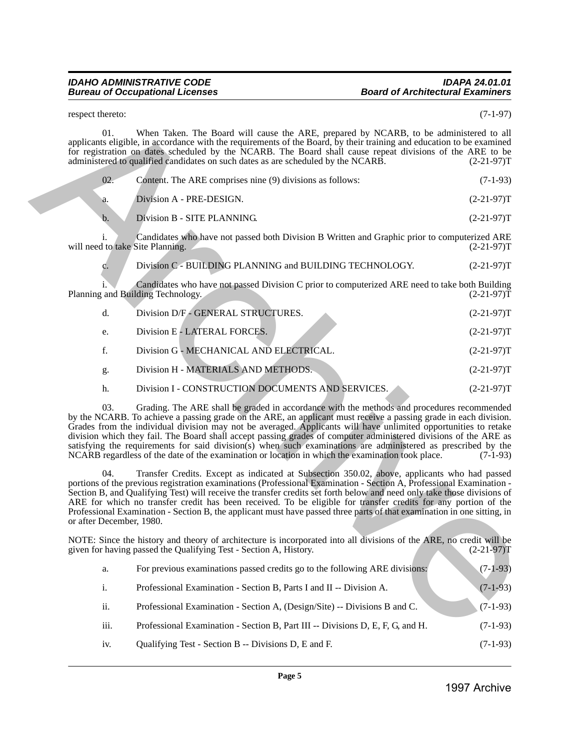respect thereto: (7-1-97)

01. When Taken. The Board will cause the ARE, prepared by NCARB, to be administered to all applicants eligible, in accordance with the requirements of the Board, by their training and education to be examined for registration on dates scheduled by the NCARB. The Board shall cause repeat divisions of the ARE to be administered to qualified candidates on such dates as are scheduled by the NCARB. (2-21-97)T

02. Content. The ARE comprises nine (9) divisions as follows: (7-1-93)

a. Division A - PRE-DESIGN. (2-21-97)T

b. Division B - SITE PLANNING. (2-21-97)T

i. Candidates who have not passed both Division B Written and Graphic prior to computerized ARE will need to take Site Planning. (2-21-97)T

c. Division C - BUILDING PLANNING and BUILDING TECHNOLOGY. (2-21-97)T

i. Candidates who have not passed Division C prior to computerized ARE need to take both Building Planning and Building Technology. (2-21-97)T

d. Division D/F - GENERAL STRUCTURES. (2-21-97)T

e. Division E - LATERAL FORCES. (2-21-97)T

f. Division G - MECHANICAL AND ELECTRICAL. (2-21-97)T

g. Division H - MATERIALS AND METHODS. (2-21-97)T

h. Division I - CONSTRUCTION DOCUMENTS AND SERVICES. (2-21-97)T

03. Grading. The ARE shall be graded in accordance with the methods and procedures recommended by the NCARB. To achieve a passing grade on the ARE, an applicant must receive a passing grade in each division. Grades from the individual division may not be averaged. Applicants will have unlimited opportunities to retake division which they fail. The Board shall accept passing grades of computer administered divisions of the ARE as satisfying the requirements for said division(s) when such examinations are administered as prescribed by the NCARB regardless of the date of the examination or location in which the examination took place. (7-1-93)

04. Transfer Credits. Except as indicated at Subsection 350.02, above, applicants who had passed portions of the previous registration examinations (Professional Examination - Section A, Professional Examination - Section B, and Qualifying Test) will receive the transfer credits set forth below and need only take those divisions of ARE for which no transfer credit has been received. To be eligible for transfer credits for any portion of the Professional Examination - Section B, the applicant must have passed three parts of that examination in one sitting, in or after December, 1980.

NOTE: Since the history and theory of architecture is incorporated into all divisions of the ARE, no credit will be given for having passed the Qualifying Test - Section A, History. (2-21-97)T

a. For previous examinations passed credits go to the following ARE divisions: (7-1-93)

i. Professional Examination - Section B, Parts I and II -- Division A. (7-1-93)

ii. Professional Examination - Section A, (Design/Site) -- Divisions B and C. (7-1-93)

iii. Professional Examination - Section B, Part III -- Divisions D, E, F, G, and H. (7-1-93)

iv. Qualifying Test - Section B -- Divisions D, E and F. (7-1-93)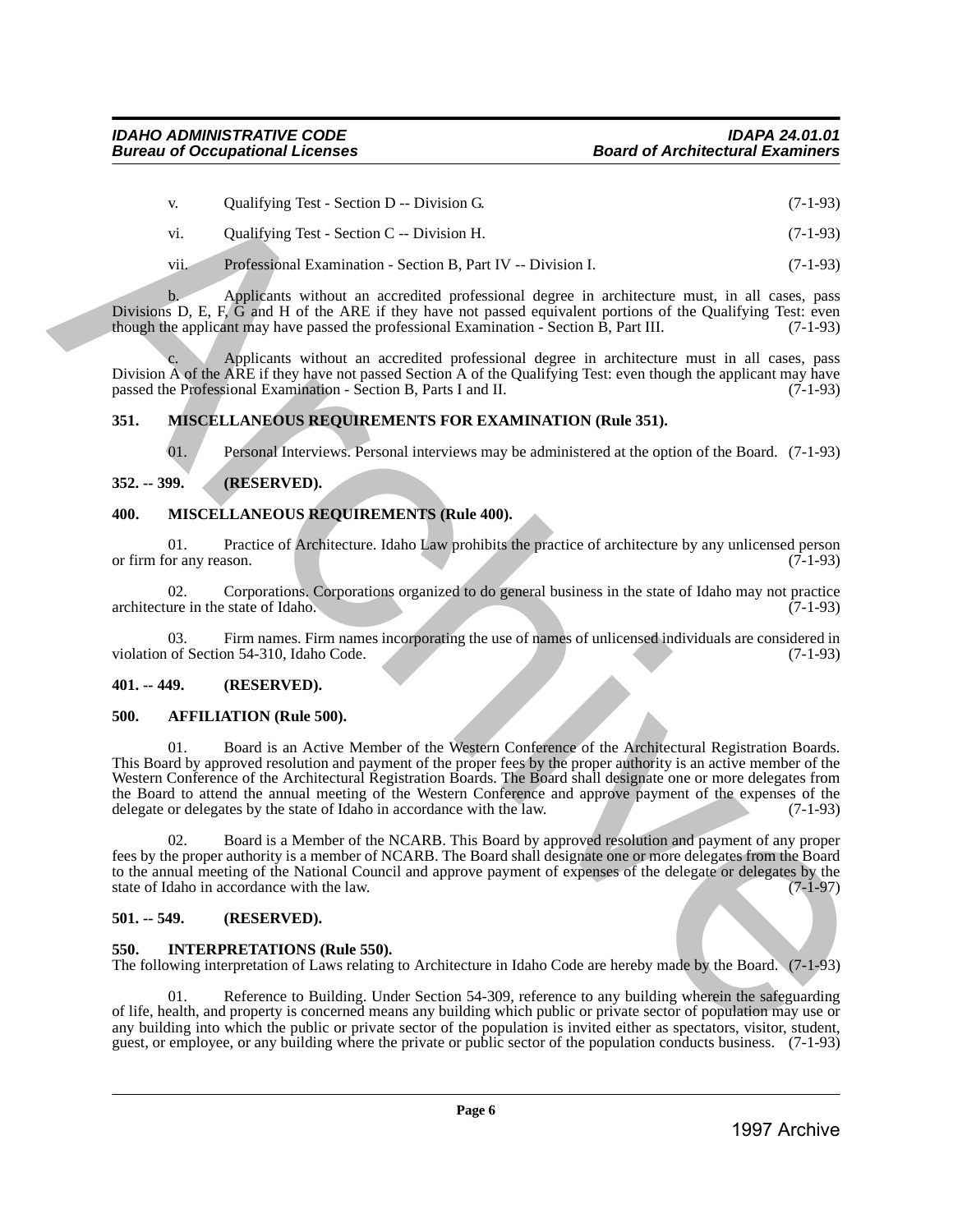v. Qualifying Test - Section D -- Division G. (7-1-93)

vi. Qualifying Test - Section C -- Division H. (7-1-93)

vii. Professional Examination - Section B, Part IV -- Division I. (7-1-93)

b. Applicants without an accredited professional degree in architecture must, in all cases, pass Divisions D, E, F, G and H of the ARE if they have not passed equivalent portions of the Qualifying Test: even though the applicant may have passed the professional Examination - Section B, Part III. (7-1-93)

c. Applicants without an accredited professional degree in architecture must in all cases, pass Division A of the ARE if they have not passed Section A of the Qualifying Test: even though the applicant may have passed the Professional Examination - Section B, Parts I and II. (7-1-93)

**351. MISCELLANEOUS REQUIREMENTS FOR EXAMINATION (Rule 351).**

01. Personal Interviews. Personal interviews may be administered at the option of the Board. (7-1-93)

**352. -- 399. (RESERVED).**

**400. MISCELLANEOUS REQUIREMENTS (Rule 400).**

01. Practice of Architecture. Idaho Law prohibits the practice of architecture by any unlicensed person or firm for any reason. (7-1-93)

02. Corporations. Corporations organized to do general business in the state of Idaho may not practice architecture in the state of Idaho. (7-1-93)

03. Firm names. Firm names incorporating the use of names of unlicensed individuals are considered in violation of Section 54-310, Idaho Code. (7-1-93)

**401. -- 449. (RESERVED).**

**500. AFFILIATION (Rule 500).**

01. Board is an Active Member of the Western Conference of the Architectural Registration Boards. This Board by approved resolution and payment of the proper fees by the proper authority is an active member of the Western Conference of the Architectural Registration Boards. The Board shall designate one or more delegates from the Board to attend the annual meeting of the Western Conference and approve payment of the expenses of the delegate or delegates by the state of Idaho in accordance with the law. (7-1-93)

02. Board is a Member of the NCARB. This Board by approved resolution and payment of any proper fees by the proper authority is a member of NCARB. The Board shall designate one or more delegates from the Board to the annual meeting of the National Council and approve payment of expenses of the delegate or delegates by the state of Idaho in accordance with the law. (7-1-97)

**501. -- 549. (RESERVED).**

**550. INTERPRETATIONS (Rule 550).**

The following interpretation of Laws relating to Architecture in Idaho Code are hereby made by the Board. (7-1-93)

01. Reference to Building. Under Section 54-309, reference to any building wherein the safeguarding of life, health, and property is concerned means any building which public or private sector of population may use or any building into which the public or private sector of the population is invited either as spectators, visitor, student, guest, or employee, or any building where the private or public sector of the population conducts business. (7-1-93)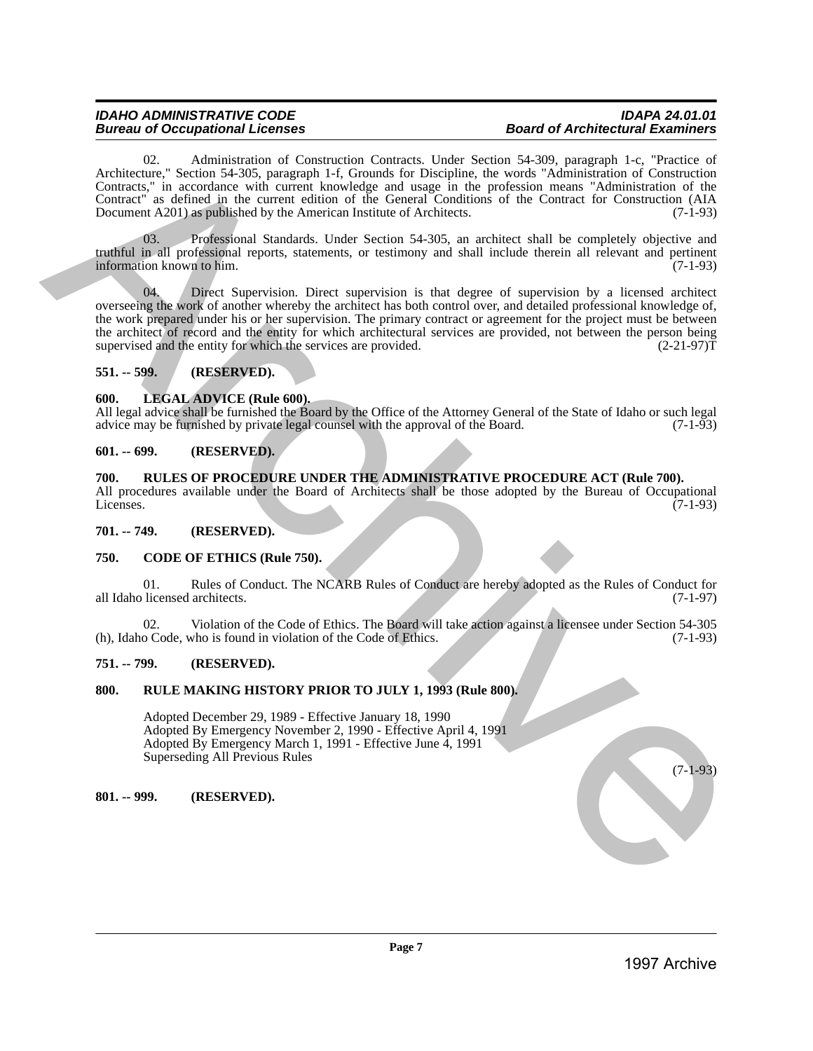02. Administration of Construction Contracts. Under Section 54-309, paragraph 1-c, "Practice of Architecture," Section 54-305, paragraph 1-f, Grounds for Discipline, the words "Administration of Construction Contracts," in accordance with current knowledge and usage in the profession means "Administration of the Contract" as defined in the current edition of the General Conditions of the Contract for Construction (AIA Document A201) as published by the American Institute of Architects. (7-1-93)

03. Professional Standards. Under Section 54-305, an architect shall be completely objective and truthful in all professional reports, statements, or testimony and shall include therein all relevant and pertinent information known to him. (7-1-93)

04. Direct Supervision. Direct supervision is that degree of supervision by a licensed architect overseeing the work of another whereby the architect has both control over, and detailed professional knowledge of, the work prepared under his or her supervision. The primary contract or agreement for the project must be between the architect of record and the entity for which architectural services are provided, not between the person being supervised and the entity for which the services are provided. (2-21-97)T

**551. -- 599. (RESERVED).**

**600. LEGAL ADVICE (Rule 600).**

All legal advice shall be furnished the Board by the Office of the Attorney General of the State of Idaho or such legal advice may be furnished by private legal counsel with the approval of the Board. (7-1-93)

**601. -- 699. (RESERVED).**

**700. RULES OF PROCEDURE UNDER THE ADMINISTRATIVE PROCEDURE ACT (Rule 700).**

All procedures available under the Board of Architects shall be those adopted by the Bureau of Occupational Licenses. (7-1-93)

**701. -- 749. (RESERVED).**

**750. CODE OF ETHICS (Rule 750).**

01. Rules of Conduct. The NCARB Rules of Conduct are hereby adopted as the Rules of Conduct for all Idaho licensed architects. (7-1-97)

02. Violation of the Code of Ethics. The Board will take action against a licensee under Section 54-305 (h), Idaho Code, who is found in violation of the Code of Ethics. (7-1-93)

**751. -- 799. (RESERVED).**

**800. RULE MAKING HISTORY PRIOR TO JULY 1, 1993 (Rule 800).**

Adopted December 29, 1989 - Effective January 18, 1990
Adopted By Emergency November 2, 1990 - Effective April 4, 1991
Adopted By Emergency March 1, 1991 - Effective June 4, 1991
Superseding All Previous Rules

(7-1-93)

**801. -- 999. (RESERVED).**